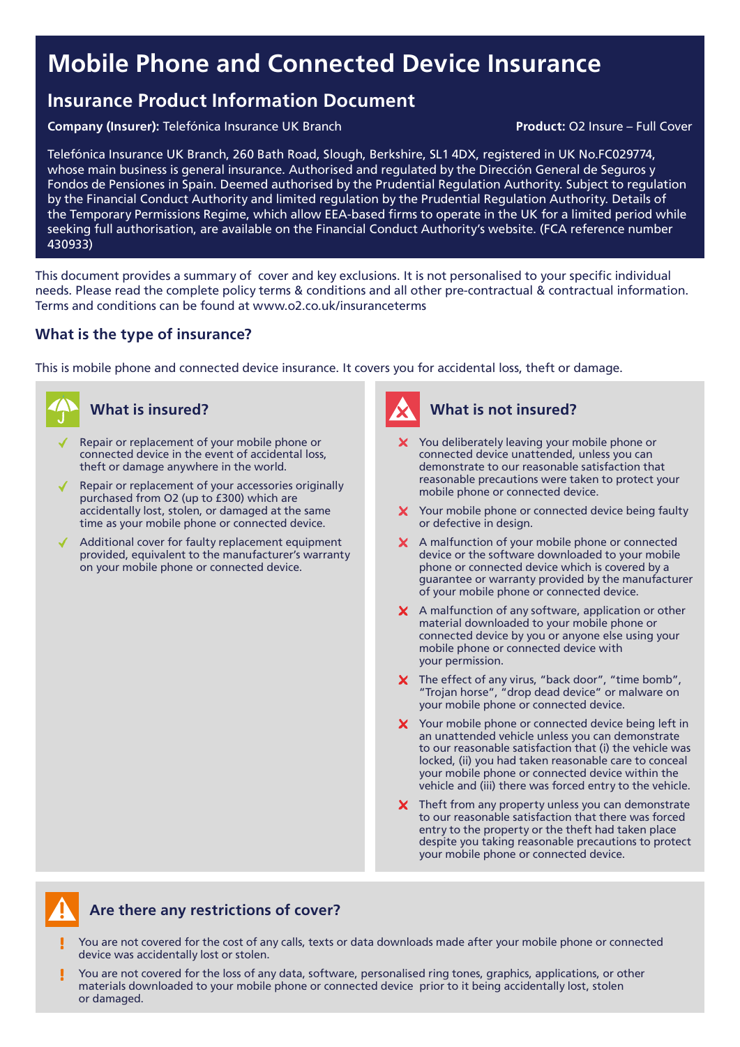# Mobile Phone and Connected Device Insurance

## Insurance Product Information Document

**Company (Insurer):** Telefónica Insurance UK Branch

**Product:** O2 Insure – Full Cover

Telefónica Insurance UK Branch, 260 Bath Road, Slough, Berkshire, SL1 4DX, registered in UK No.FC029774, whose main business is general insurance. Authorised and regulated by the Dirección General de Seguros y Fondos de Pensiones in Spain. Deemed authorised by the Prudential Regulation Authority. Subject to regulation by the Financial Conduct Authority and limited regulation by the Prudential Regulation Authority. Details of the Temporary Permissions Regime, which allow EEA-based firms to operate in the UK for a limited period while seeking full authorisation, are available on the Financial Conduct Authority's website. (FCA reference number 430933)

This document provides a summary of cover and key exclusions. It is not personalised to your specific individual needs. Please read the complete policy terms & conditions and all other pre-contractual & contractual information. Terms and conditions can be found at www.o2.co.uk/insuranceterms

### What is the type of insurance?

This is mobile phone and connected device insurance. It covers you for accidental loss, theft or damage.

### What is insured?

- ✓ Repair or replacement of your mobile phone or connected device in the event of accidental loss, theft or damage anywhere in the world.
- ✓ Repair or replacement of your accessories originally purchased from O2 (up to £300) which are accidentally lost, stolen, or damaged at the same time as your mobile phone or connected device.
- ✓ Additional cover for faulty replacement equipment provided, equivalent to the manufacturer's warranty on your mobile phone or connected device.

### What is not insured?

- ✗ You deliberately leaving your mobile phone or connected device unattended, unless you can demonstrate to our reasonable satisfaction that reasonable precautions were taken to protect your mobile phone or connected device.
- ✗ Your mobile phone or connected device being faulty or defective in design.
- ✗ A malfunction of your mobile phone or connected device or the software downloaded to your mobile phone or connected device which is covered by a guarantee or warranty provided by the manufacturer of your mobile phone or connected device.
- ✗ A malfunction of any software, application or other material downloaded to your mobile phone or connected device by you or anyone else using your mobile phone or connected device with your permission.
- ✗ The effect of any virus, "back door", "time bomb", "Trojan horse", "drop dead device" or malware on your mobile phone or connected device.
- ✗ Your mobile phone or connected device being left in an unattended vehicle unless you can demonstrate to our reasonable satisfaction that (i) the vehicle was locked, (ii) you had taken reasonable care to conceal your mobile phone or connected device within the vehicle and (iii) there was forced entry to the vehicle.
- ✗ Theft from any property unless you can demonstrate to our reasonable satisfaction that there was forced entry to the property or the theft had taken place despite you taking reasonable precautions to protect your mobile phone or connected device.

### Are there any restrictions of cover?

- ! You are not covered for the cost of any calls, texts or data downloads made after your mobile phone or connected device was accidentally lost or stolen.
- ! You are not covered for the loss of any data, software, personalised ring tones, graphics, applications, or other materials downloaded to your mobile phone or connected device prior to it being accidentally lost, stolen or damaged.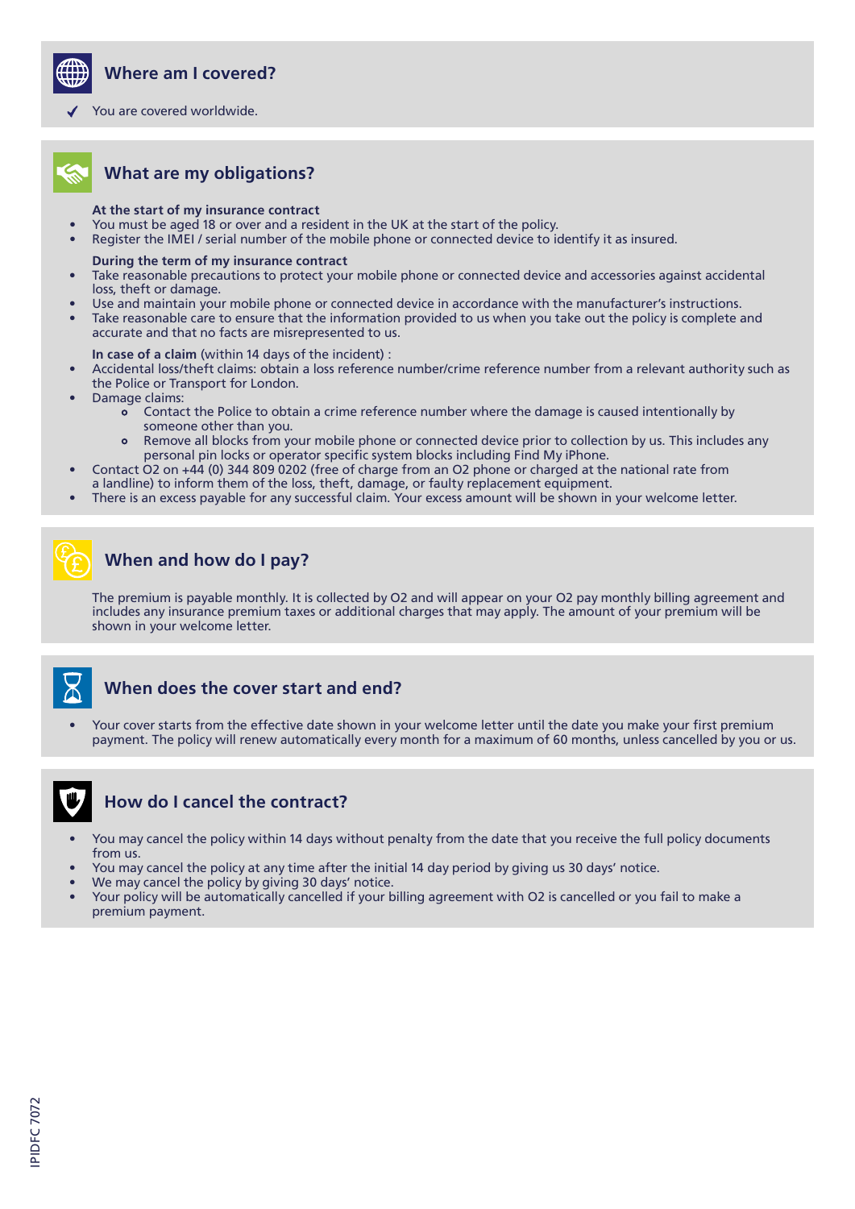## Where am I covered?

- ✓ You are covered worldwide.

## What are my obligations?

**At the start of my insurance contract**

- You must be aged 18 or over and a resident in the UK at the start of the policy.
- Register the IMEI / serial number of the mobile phone or connected device to identify it as insured.

**During the term of my insurance contract**

- Take reasonable precautions to protect your mobile phone or connected device and accessories against accidental loss, theft or damage.
- Use and maintain your mobile phone or connected device in accordance with the manufacturer's instructions.
- Take reasonable care to ensure that the information provided to us when you take out the policy is complete and accurate and that no facts are misrepresented to us.

**In case of a claim** (within 14 days of the incident) :

- Accidental loss/theft claims: obtain a loss reference number/crime reference number from a relevant authority such as the Police or Transport for London.
- Damage claims:
  - Contact the Police to obtain a crime reference number where the damage is caused intentionally by someone other than you.
  - Remove all blocks from your mobile phone or connected device prior to collection by us. This includes any personal pin locks or operator specific system blocks including Find My iPhone.
- Contact O2 on +44 (0) 344 809 0202 (free of charge from an O2 phone or charged at the national rate from a landline) to inform them of the loss, theft, damage, or faulty replacement equipment.
- There is an excess payable for any successful claim. Your excess amount will be shown in your welcome letter.

## When and how do I pay?

The premium is payable monthly. It is collected by O2 and will appear on your O2 pay monthly billing agreement and includes any insurance premium taxes or additional charges that may apply. The amount of your premium will be shown in your welcome letter.

## When does the cover start and end?

- Your cover starts from the effective date shown in your welcome letter until the date you make your first premium payment. The policy will renew automatically every month for a maximum of 60 months, unless cancelled by you or us.

## How do I cancel the contract?

- You may cancel the policy within 14 days without penalty from the date that you receive the full policy documents from us.
- You may cancel the policy at any time after the initial 14 day period by giving us 30 days' notice.
- We may cancel the policy by giving 30 days' notice.
- Your policy will be automatically cancelled if your billing agreement with O2 is cancelled or you fail to make a premium payment.

IPIDFC 7072